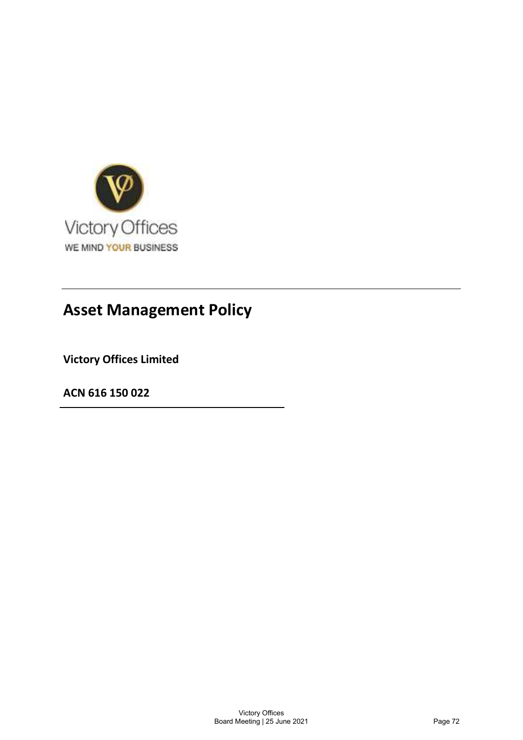Victory Offices

WE MIND YOUR BUSINESS

# Asset Management Policy

**Victory Offices Limited**

**ACN 616 150 022**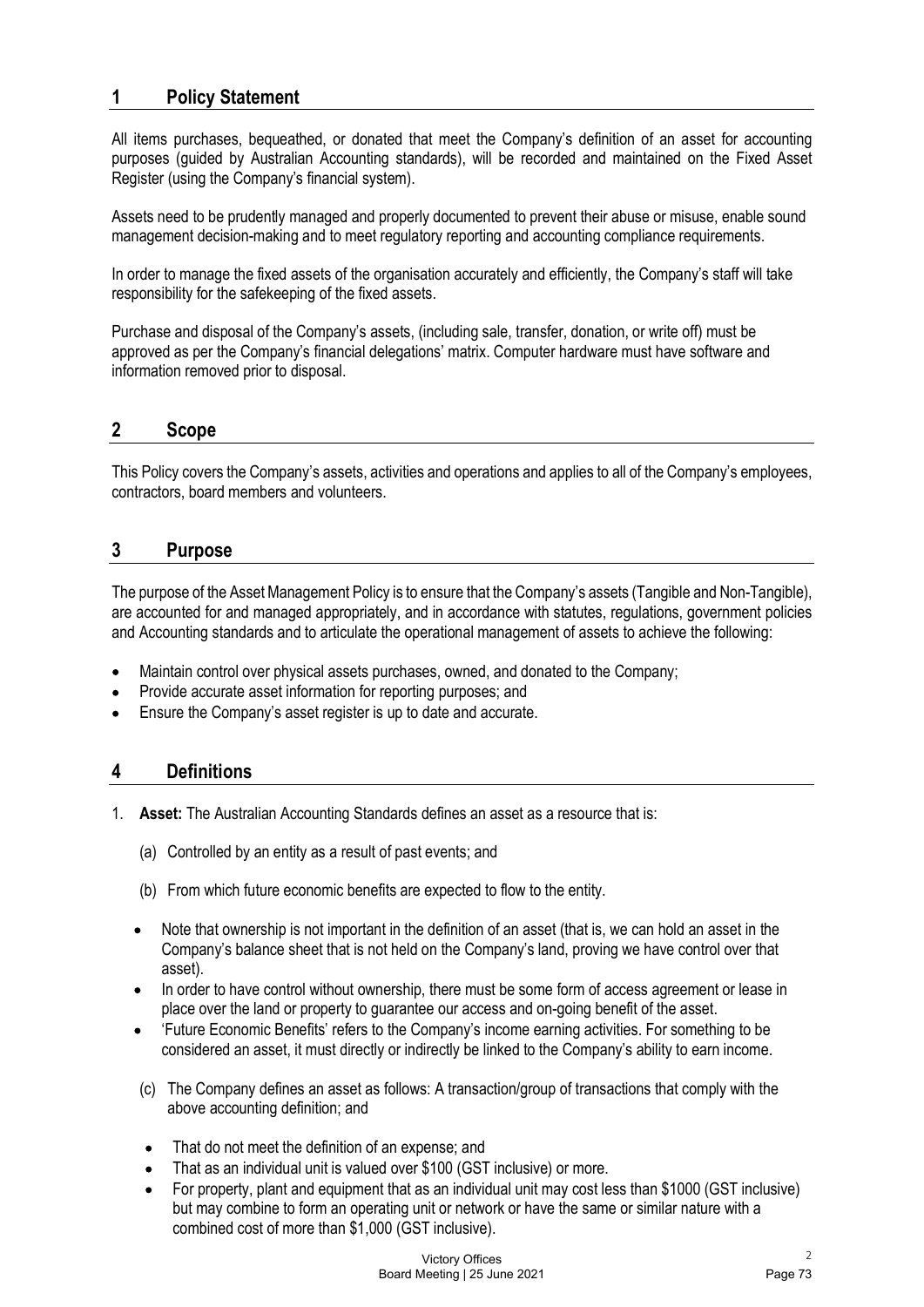## 1 Policy Statement

All items purchases, bequeathed, or donated that meet the Company's definition of an asset for accounting purposes (guided by Australian Accounting standards), will be recorded and maintained on the Fixed Asset Register (using the Company's financial system).

Assets need to be prudently managed and properly documented to prevent their abuse or misuse, enable sound management decision-making and to meet regulatory reporting and accounting compliance requirements.

In order to manage the fixed assets of the organisation accurately and efficiently, the Company's staff will take responsibility for the safekeeping of the fixed assets.

Purchase and disposal of the Company's assets, (including sale, transfer, donation, or write off) must be approved as per the Company's financial delegations' matrix. Computer hardware must have software and information removed prior to disposal.

## 2 Scope

This Policy covers the Company's assets, activities and operations and applies to all of the Company's employees, contractors, board members and volunteers.

## 3 Purpose

The purpose of the Asset Management Policy is to ensure that the Company's assets (Tangible and Non-Tangible), are accounted for and managed appropriately, and in accordance with statutes, regulations, government policies and Accounting standards and to articulate the operational management of assets to achieve the following:

- Maintain control over physical assets purchases, owned, and donated to the Company;
- Provide accurate asset information for reporting purposes; and
- Ensure the Company's asset register is up to date and accurate.

## 4 Definitions

1. **Asset:** The Australian Accounting Standards defines an asset as a resource that is:

   (a) Controlled by an entity as a result of past events; and

   (b) From which future economic benefits are expected to flow to the entity.

   - Note that ownership is not important in the definition of an asset (that is, we can hold an asset in the Company's balance sheet that is not held on the Company's land, proving we have control over that asset).
   - In order to have control without ownership, there must be some form of access agreement or lease in place over the land or property to guarantee our access and on-going benefit of the asset.
   - 'Future Economic Benefits' refers to the Company's income earning activities. For something to be considered an asset, it must directly or indirectly be linked to the Company's ability to earn income.

   (c) The Company defines an asset as follows: A transaction/group of transactions that comply with the above accounting definition; and

   - That do not meet the definition of an expense; and
   - That as an individual unit is valued over $100 (GST inclusive) or more.
   - For property, plant and equipment that as an individual unit may cost less than $1000 (GST inclusive) but may combine to form an operating unit or network or have the same or similar nature with a combined cost of more than $1,000 (GST inclusive).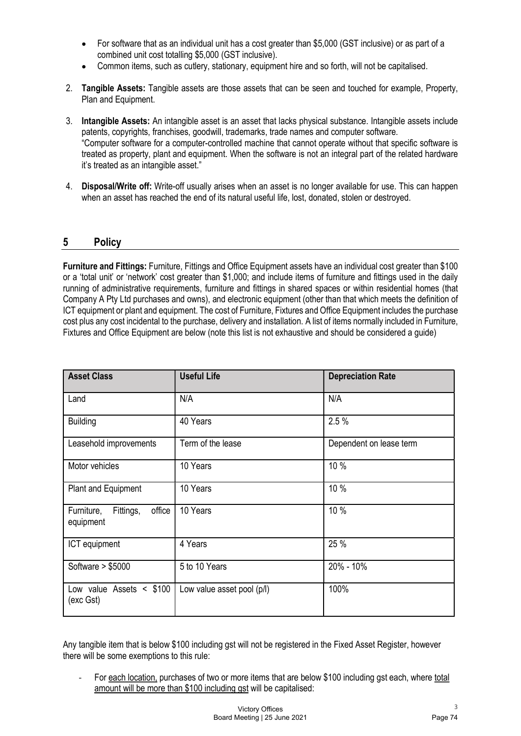- For software that as an individual unit has a cost greater than $5,000 (GST inclusive) or as part of a combined unit cost totalling $5,000 (GST inclusive).
- Common items, such as cutlery, stationary, equipment hire and so forth, will not be capitalised.

2. **Tangible Assets:** Tangible assets are those assets that can be seen and touched for example, Property, Plan and Equipment.

3. **Intangible Assets:** An intangible asset is an asset that lacks physical substance. Intangible assets include patents, copyrights, franchises, goodwill, trademarks, trade names and computer software.
"Computer software for a computer-controlled machine that cannot operate without that specific software is treated as property, plant and equipment. When the software is not an integral part of the related hardware it's treated as an intangible asset."

4. **Disposal/Write off:** Write-off usually arises when an asset is no longer available for use. This can happen when an asset has reached the end of its natural useful life, lost, donated, stolen or destroyed.

## 5 Policy

**Furniture and Fittings:** Furniture, Fittings and Office Equipment assets have an individual cost greater than $100 or a 'total unit' or 'network' cost greater than $1,000; and include items of furniture and fittings used in the daily running of administrative requirements, furniture and fittings in shared spaces or within residential homes (that Company A Pty Ltd purchases and owns), and electronic equipment (other than that which meets the definition of ICT equipment or plant and equipment. The cost of Furniture, Fixtures and Office Equipment includes the purchase cost plus any cost incidental to the purchase, delivery and installation. A list of items normally included in Furniture, Fixtures and Office Equipment are below (note this list is not exhaustive and should be considered a guide)

| Asset Class | Useful Life | Depreciation Rate |
|---|---|---|
| Land | N/A | N/A |
| Building | 40 Years | 2.5 % |
| Leasehold improvements | Term of the lease | Dependent on lease term |
| Motor vehicles | 10 Years | 10 % |
| Plant and Equipment | 10 Years | 10 % |
| Furniture, Fittings, office equipment | 10 Years | 10 % |
| ICT equipment | 4 Years | 25 % |
| Software > $5000 | 5 to 10 Years | 20% - 10% |
| Low value Assets < $100 (exc Gst) | Low value asset pool (p/l) | 100% |

Any tangible item that is below $100 including gst will not be registered in the Fixed Asset Register, however there will be some exemptions to this rule:

- For each location, purchases of two or more items that are below $100 including gst each, where total amount will be more than $100 including gst will be capitalised: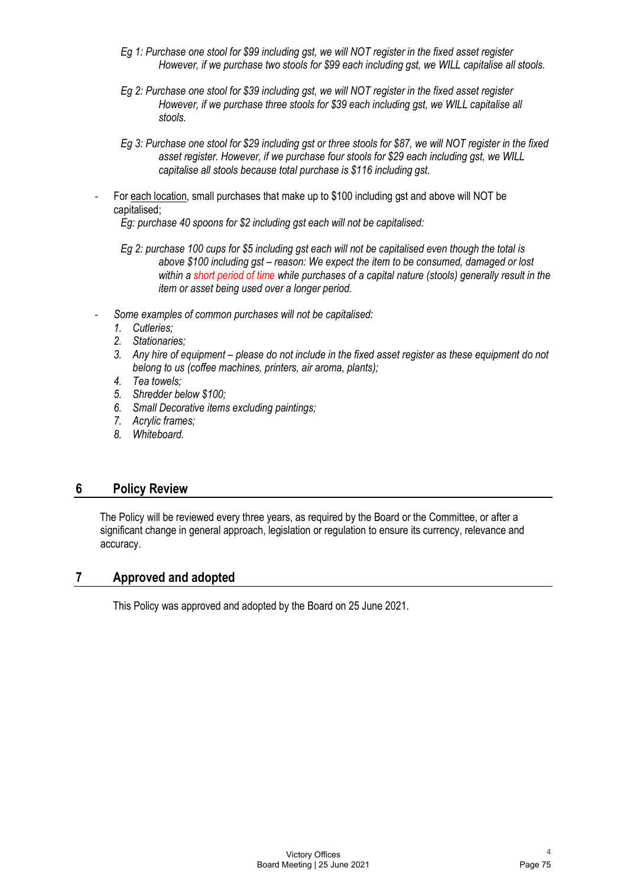*Eg 1: Purchase one stool for $99 including gst, we will NOT register in the fixed asset register However, if we purchase two stools for $99 each including gst, we WILL capitalise all stools.*

*Eg 2: Purchase one stool for $39 including gst, we will NOT register in the fixed asset register However, if we purchase three stools for $39 each including gst, we WILL capitalise all stools.*

*Eg 3: Purchase one stool for $29 including gst or three stools for $87, we will NOT register in the fixed asset register. However, if we purchase four stools for $29 each including gst, we WILL capitalise all stools because total purchase is $116 including gst.*

- For each location, small purchases that make up to $100 including gst and above will NOT be capitalised;

  *Eg: purchase 40 spoons for $2 including gst each will not be capitalised:*

  *Eg 2: purchase 100 cups for $5 including gst each will not be capitalised even though the total is above $100 including gst – reason: We expect the item to be consumed, damaged or lost within a short period of time while purchases of a capital nature (stools) generally result in the item or asset being used over a longer period.*

- *Some examples of common purchases will not be capitalised:*
  1. *Cutleries;*
  2. *Stationaries;*
  3. *Any hire of equipment – please do not include in the fixed asset register as these equipment do not belong to us (coffee machines, printers, air aroma, plants);*
  4. *Tea towels;*
  5. *Shredder below $100;*
  6. *Small Decorative items excluding paintings;*
  7. *Acrylic frames;*
  8. *Whiteboard.*

## 6 Policy Review

The Policy will be reviewed every three years, as required by the Board or the Committee, or after a significant change in general approach, legislation or regulation to ensure its currency, relevance and accuracy.

## 7 Approved and adopted

This Policy was approved and adopted by the Board on 25 June 2021.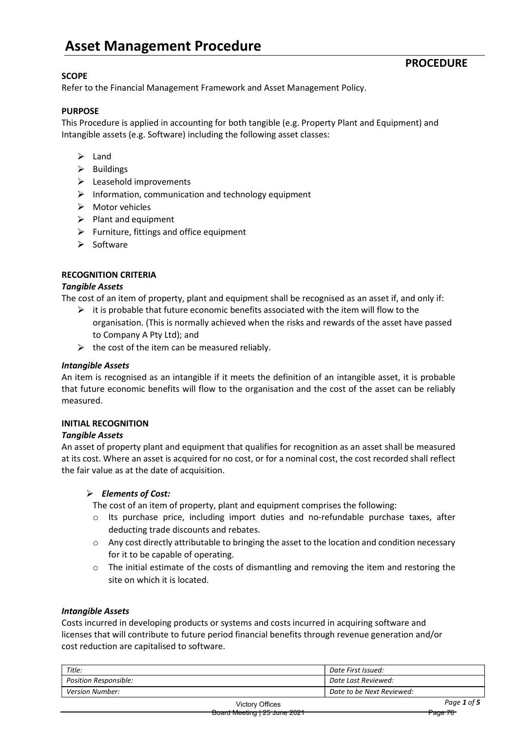# Asset Management Procedure

**PROCEDURE**

**SCOPE**

Refer to the Financial Management Framework and Asset Management Policy.

**PURPOSE**

This Procedure is applied in accounting for both tangible (e.g. Property Plant and Equipment) and Intangible assets (e.g. Software) including the following asset classes:

- Land
- Buildings
- Leasehold improvements
- Information, communication and technology equipment
- Motor vehicles
- Plant and equipment
- Furniture, fittings and office equipment
- Software

**RECOGNITION CRITERIA**

***Tangible Assets***

The cost of an item of property, plant and equipment shall be recognised as an asset if, and only if:

- it is probable that future economic benefits associated with the item will flow to the organisation. (This is normally achieved when the risks and rewards of the asset have passed to Company A Pty Ltd); and
- the cost of the item can be measured reliably.

***Intangible Assets***

An item is recognised as an intangible if it meets the definition of an intangible asset, it is probable that future economic benefits will flow to the organisation and the cost of the asset can be reliably measured.

**INITIAL RECOGNITION**

***Tangible Assets***

An asset of property plant and equipment that qualifies for recognition as an asset shall be measured at its cost. Where an asset is acquired for no cost, or for a nominal cost, the cost recorded shall reflect the fair value as at the date of acquisition.

- ***Elements of Cost:***

  The cost of an item of property, plant and equipment comprises the following:

  - Its purchase price, including import duties and no-refundable purchase taxes, after deducting trade discounts and rebates.
  - Any cost directly attributable to bringing the asset to the location and condition necessary for it to be capable of operating.
  - The initial estimate of the costs of dismantling and removing the item and restoring the site on which it is located.

***Intangible Assets***

Costs incurred in developing products or systems and costs incurred in acquiring software and licenses that will contribute to future period financial benefits through revenue generation and/or cost reduction are capitalised to software.

| *Title:* | *Date First Issued:* |
|---|---|
| *Position Responsible:* | *Date Last Reviewed:* |
| *Version Number:* | *Date to be Next Reviewed:* |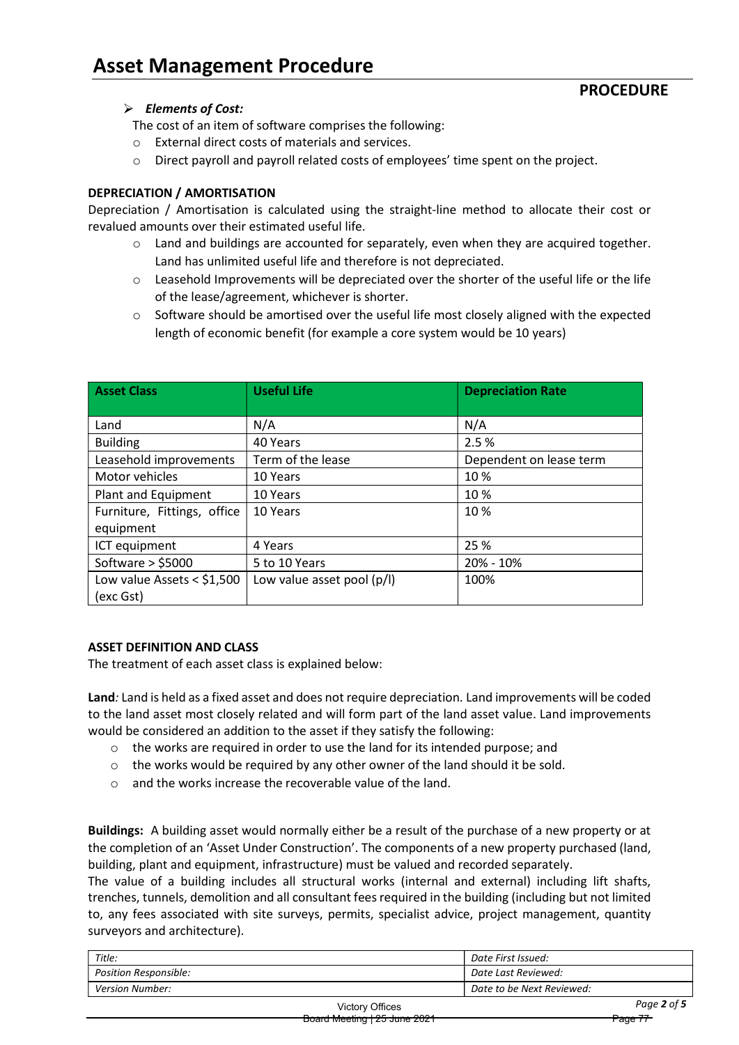- ***Elements of Cost:***

  The cost of an item of software comprises the following:
  - External direct costs of materials and services.
  - Direct payroll and payroll related costs of employees' time spent on the project.

**DEPRECIATION / AMORTISATION**

Depreciation / Amortisation is calculated using the straight-line method to allocate their cost or revalued amounts over their estimated useful life.

- Land and buildings are accounted for separately, even when they are acquired together. Land has unlimited useful life and therefore is not depreciated.
- Leasehold Improvements will be depreciated over the shorter of the useful life or the life of the lease/agreement, whichever is shorter.
- Software should be amortised over the useful life most closely aligned with the expected length of economic benefit (for example a core system would be 10 years)

| Asset Class | Useful Life | Depreciation Rate |
|---|---|---|
| Land | N/A | N/A |
| Building | 40 Years | 2.5 % |
| Leasehold improvements | Term of the lease | Dependent on lease term |
| Motor vehicles | 10 Years | 10 % |
| Plant and Equipment | 10 Years | 10 % |
| Furniture, Fittings, office equipment | 10 Years | 10 % |
| ICT equipment | 4 Years | 25 % |
| Software > $5000 | 5 to 10 Years | 20% - 10% |
| Low value Assets < $1,500 (exc Gst) | Low value asset pool (p/l) | 100% |

**ASSET DEFINITION AND CLASS**

The treatment of each asset class is explained below:

**Land***:* Land is held as a fixed asset and does not require depreciation. Land improvements will be coded to the land asset most closely related and will form part of the land asset value. Land improvements would be considered an addition to the asset if they satisfy the following:

- the works are required in order to use the land for its intended purpose; and
- the works would be required by any other owner of the land should it be sold.
- and the works increase the recoverable value of the land.

**Buildings:** A building asset would normally either be a result of the purchase of a new property or at the completion of an 'Asset Under Construction'. The components of a new property purchased (land, building, plant and equipment, infrastructure) must be valued and recorded separately.

The value of a building includes all structural works (internal and external) including lift shafts, trenches, tunnels, demolition and all consultant fees required in the building (including but not limited to, any fees associated with site surveys, permits, specialist advice, project management, quantity surveyors and architecture).

| Title: | Date First Issued: |
|---|---|
| Position Responsible: | Date Last Reviewed: |
| Version Number: | Date to be Next Reviewed: |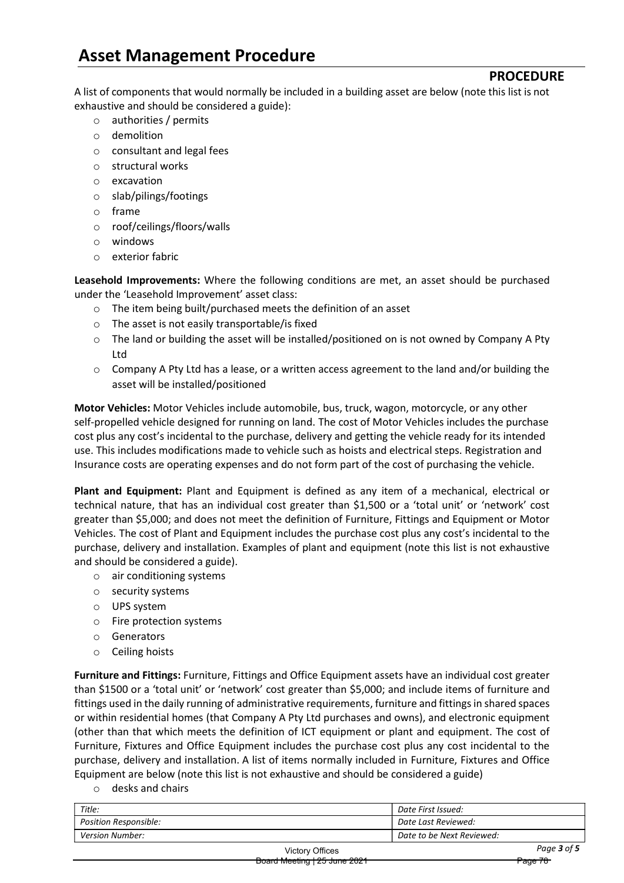A list of components that would normally be included in a building asset are below (note this list is not exhaustive and should be considered a guide):

- authorities / permits
- demolition
- consultant and legal fees
- structural works
- excavation
- slab/pilings/footings
- frame
- roof/ceilings/floors/walls
- windows
- exterior fabric

**Leasehold Improvements:** Where the following conditions are met, an asset should be purchased under the 'Leasehold Improvement' asset class:

- The item being built/purchased meets the definition of an asset
- The asset is not easily transportable/is fixed
- The land or building the asset will be installed/positioned on is not owned by Company A Pty Ltd
- Company A Pty Ltd has a lease, or a written access agreement to the land and/or building the asset will be installed/positioned

**Motor Vehicles:** Motor Vehicles include automobile, bus, truck, wagon, motorcycle, or any other self-propelled vehicle designed for running on land. The cost of Motor Vehicles includes the purchase cost plus any cost's incidental to the purchase, delivery and getting the vehicle ready for its intended use. This includes modifications made to vehicle such as hoists and electrical steps. Registration and Insurance costs are operating expenses and do not form part of the cost of purchasing the vehicle.

**Plant and Equipment:** Plant and Equipment is defined as any item of a mechanical, electrical or technical nature, that has an individual cost greater than $1,500 or a 'total unit' or 'network' cost greater than $5,000; and does not meet the definition of Furniture, Fittings and Equipment or Motor Vehicles. The cost of Plant and Equipment includes the purchase cost plus any cost's incidental to the purchase, delivery and installation. Examples of plant and equipment (note this list is not exhaustive and should be considered a guide).

- air conditioning systems
- security systems
- UPS system
- Fire protection systems
- Generators
- Ceiling hoists

**Furniture and Fittings:** Furniture, Fittings and Office Equipment assets have an individual cost greater than $1500 or a 'total unit' or 'network' cost greater than $5,000; and include items of furniture and fittings used in the daily running of administrative requirements, furniture and fittings in shared spaces or within residential homes (that Company A Pty Ltd purchases and owns), and electronic equipment (other than that which meets the definition of ICT equipment or plant and equipment. The cost of Furniture, Fixtures and Office Equipment includes the purchase cost plus any cost incidental to the purchase, delivery and installation. A list of items normally included in Furniture, Fixtures and Office Equipment are below (note this list is not exhaustive and should be considered a guide)

- desks and chairs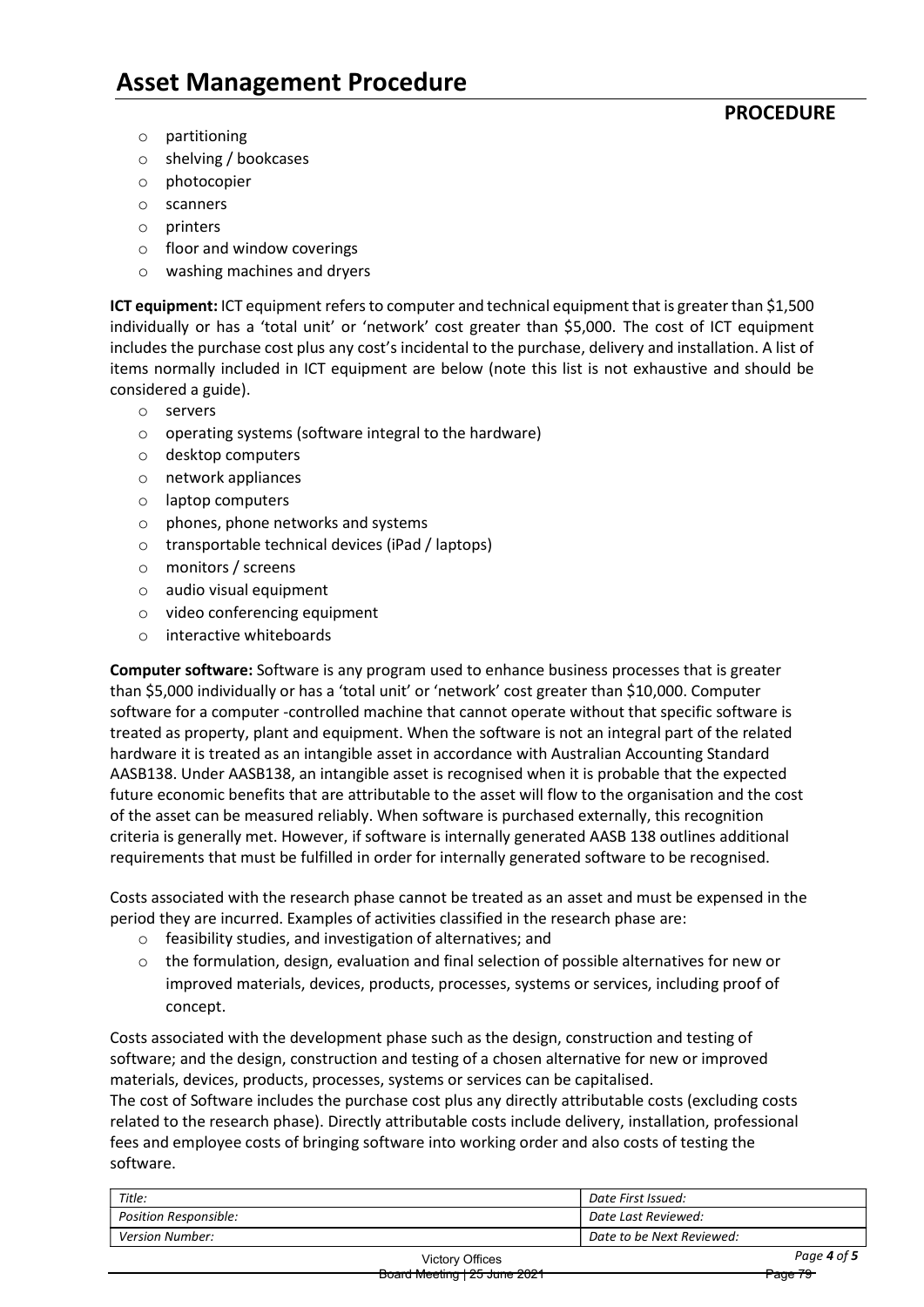- partitioning
- shelving / bookcases
- photocopier
- scanners
- printers
- floor and window coverings
- washing machines and dryers

**ICT equipment:** ICT equipment refers to computer and technical equipment that is greater than $1,500 individually or has a 'total unit' or 'network' cost greater than $5,000. The cost of ICT equipment includes the purchase cost plus any cost's incidental to the purchase, delivery and installation. A list of items normally included in ICT equipment are below (note this list is not exhaustive and should be considered a guide).

- servers
- operating systems (software integral to the hardware)
- desktop computers
- network appliances
- laptop computers
- phones, phone networks and systems
- transportable technical devices (iPad / laptops)
- monitors / screens
- audio visual equipment
- video conferencing equipment
- interactive whiteboards

**Computer software:** Software is any program used to enhance business processes that is greater than $5,000 individually or has a 'total unit' or 'network' cost greater than $10,000. Computer software for a computer -controlled machine that cannot operate without that specific software is treated as property, plant and equipment. When the software is not an integral part of the related hardware it is treated as an intangible asset in accordance with Australian Accounting Standard AASB138. Under AASB138, an intangible asset is recognised when it is probable that the expected future economic benefits that are attributable to the asset will flow to the organisation and the cost of the asset can be measured reliably. When software is purchased externally, this recognition criteria is generally met. However, if software is internally generated AASB 138 outlines additional requirements that must be fulfilled in order for internally generated software to be recognised.

Costs associated with the research phase cannot be treated as an asset and must be expensed in the period they are incurred. Examples of activities classified in the research phase are:

- feasibility studies, and investigation of alternatives; and
- the formulation, design, evaluation and final selection of possible alternatives for new or improved materials, devices, products, processes, systems or services, including proof of concept.

Costs associated with the development phase such as the design, construction and testing of software; and the design, construction and testing of a chosen alternative for new or improved materials, devices, products, processes, systems or services can be capitalised.
The cost of Software includes the purchase cost plus any directly attributable costs (excluding costs related to the research phase). Directly attributable costs include delivery, installation, professional fees and employee costs of bringing software into working order and also costs of testing the software.

| Title: | Date First Issued: |
|---|---|
| Position Responsible: | Date Last Reviewed: |
| Version Number: | Date to be Next Reviewed: |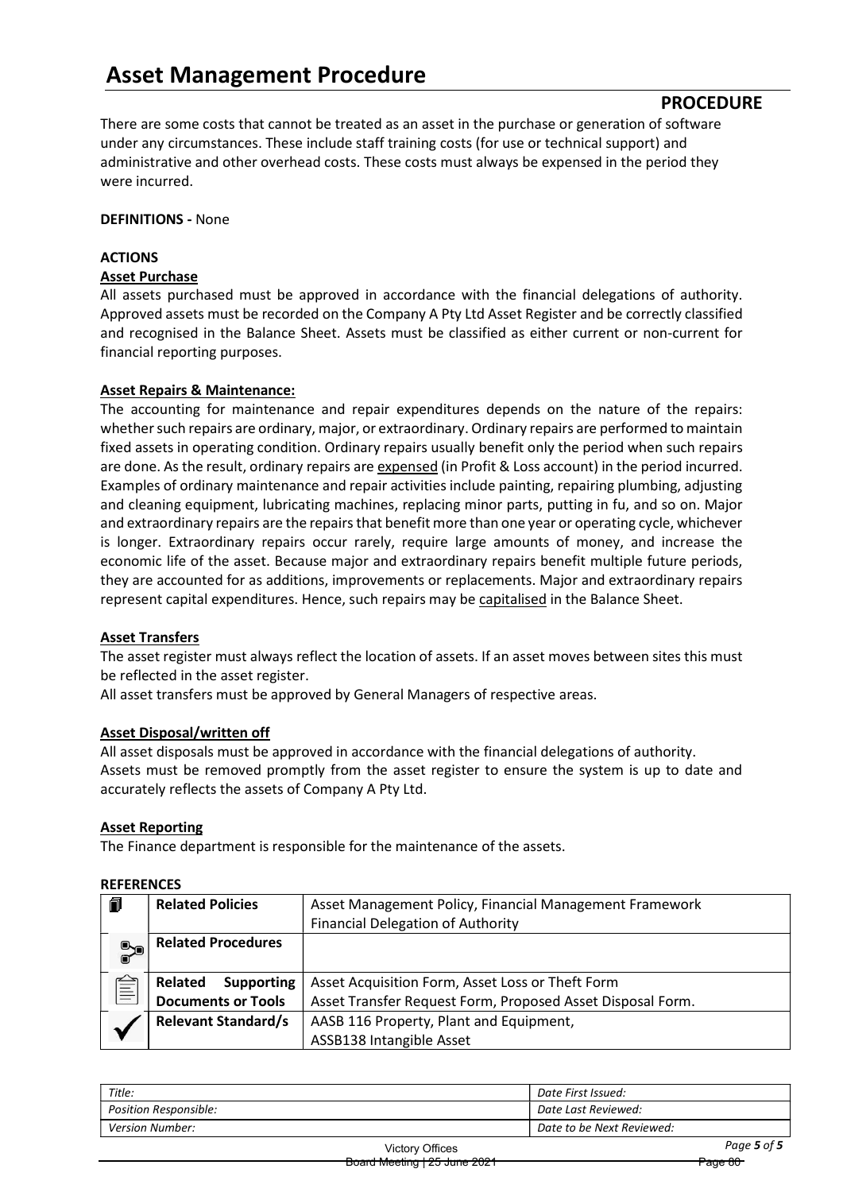# Asset Management Procedure

**PROCEDURE**

There are some costs that cannot be treated as an asset in the purchase or generation of software under any circumstances. These include staff training costs (for use or technical support) and administrative and other overhead costs. These costs must always be expensed in the period they were incurred.

**DEFINITIONS -** None

**ACTIONS**

**Asset Purchase**

All assets purchased must be approved in accordance with the financial delegations of authority. Approved assets must be recorded on the Company A Pty Ltd Asset Register and be correctly classified and recognised in the Balance Sheet. Assets must be classified as either current or non-current for financial reporting purposes.

**Asset Repairs & Maintenance:**

The accounting for maintenance and repair expenditures depends on the nature of the repairs: whether such repairs are ordinary, major, or extraordinary. Ordinary repairs are performed to maintain fixed assets in operating condition. Ordinary repairs usually benefit only the period when such repairs are done. As the result, ordinary repairs are expensed (in Profit & Loss account) in the period incurred. Examples of ordinary maintenance and repair activities include painting, repairing plumbing, adjusting and cleaning equipment, lubricating machines, replacing minor parts, putting in fu, and so on. Major and extraordinary repairs are the repairs that benefit more than one year or operating cycle, whichever is longer. Extraordinary repairs occur rarely, require large amounts of money, and increase the economic life of the asset. Because major and extraordinary repairs benefit multiple future periods, they are accounted for as additions, improvements or replacements. Major and extraordinary repairs represent capital expenditures. Hence, such repairs may be capitalised in the Balance Sheet.

**Asset Transfers**

The asset register must always reflect the location of assets. If an asset moves between sites this must be reflected in the asset register.

All asset transfers must be approved by General Managers of respective areas.

**Asset Disposal/written off**

All asset disposals must be approved in accordance with the financial delegations of authority.

Assets must be removed promptly from the asset register to ensure the system is up to date and accurately reflects the assets of Company A Pty Ltd.

**Asset Reporting**

The Finance department is responsible for the maintenance of the assets.

**REFERENCES**

| | | |
|---|---|---|
| | **Related Policies** | Asset Management Policy, Financial Management Framework<br>Financial Delegation of Authority |
| | **Related Procedures** | |
| | **Related Supporting Documents or Tools** | Asset Acquisition Form, Asset Loss or Theft Form<br>Asset Transfer Request Form, Proposed Asset Disposal Form. |
| ✓ | **Relevant Standard/s** | AASB 116 Property, Plant and Equipment,<br>ASSB138 Intangible Asset |

| | |
|---|---|
| *Title:* | *Date First Issued:* |
| *Position Responsible:* | *Date Last Reviewed:* |
| *Version Number:* | *Date to be Next Reviewed:* |